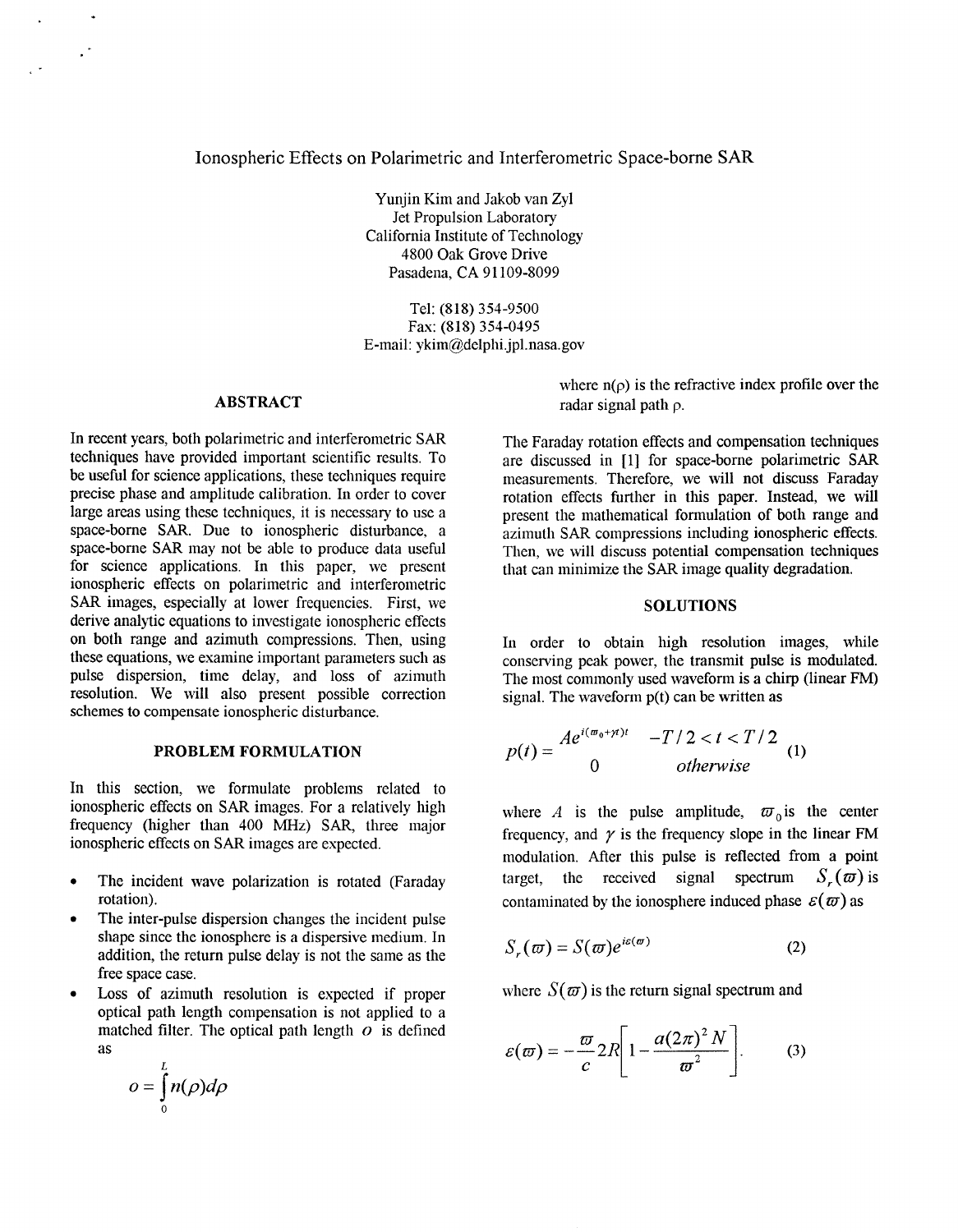# Ionospheric Effects on Polarimetric and Interferometric Space-borne SAR

Yunjin Kim and Jakob van Zyl
Jet Propulsion Laboratory
California Institute of Technology
4800 Oak Grove Drive
Pasadena, CA 91109-8099

Tel: (818) 354-9500
Fax: (818) 354-0495
E-mail: ykim@delphi.jpl.nasa.gov

## ABSTRACT

In recent years, both polarimetric and interferometric SAR techniques have provided important scientific results. To be useful for science applications, these techniques require precise phase and amplitude calibration. In order to cover large areas using these techniques, it is necessary to use a space-borne SAR. Due to ionospheric disturbance, a space-borne SAR may not be able to produce data useful for science applications. In this paper, we present ionospheric effects on polarimetric and interferometric SAR images, especially at lower frequencies. First, we derive analytic equations to investigate ionospheric effects on both range and azimuth compressions. Then, using these equations, we examine important parameters such as pulse dispersion, time delay, and loss of azimuth resolution. We will also present possible correction schemes to compensate ionospheric disturbance.

## PROBLEM FORMULATION

In this section, we formulate problems related to ionospheric effects on SAR images. For a relatively high frequency (higher than 400 MHz) SAR, three major ionospheric effects on SAR images are expected.

- The incident wave polarization is rotated (Faraday rotation).
- The inter-pulse dispersion changes the incident pulse shape since the ionosphere is a dispersive medium. In addition, the return pulse delay is not the same as the free space case.
- Loss of azimuth resolution is expected if proper optical path length compensation is not applied to a matched filter. The optical path length $o$ is defined as

$$o = \int_0^L n(\rho) d\rho$$

where $n(\rho)$ is the refractive index profile over the radar signal path $\rho$.

The Faraday rotation effects and compensation techniques are discussed in [1] for space-borne polarimetric SAR measurements. Therefore, we will not discuss Faraday rotation effects further in this paper. Instead, we will present the mathematical formulation of both range and azimuth SAR compressions including ionospheric effects. Then, we will discuss potential compensation techniques that can minimize the SAR image quality degradation.

## SOLUTIONS

In order to obtain high resolution images, while conserving peak power, the transmit pulse is modulated. The most commonly used waveform is a chirp (linear FM) signal. The waveform p(t) can be written as

$$p(t) = \begin{cases} Ae^{i(\varpi_0 + \gamma t)t} & -T/2 < t < T/2 \\ 0 & otherwise \end{cases} \quad (1)$$

where $A$ is the pulse amplitude, $\varpi_0$ is the center frequency, and $\gamma$ is the frequency slope in the linear FM modulation. After this pulse is reflected from a point target, the received signal spectrum $S_r(\varpi)$ is contaminated by the ionosphere induced phase $\varepsilon(\varpi)$ as

$$S_r(\varpi) = S(\varpi) e^{i\varepsilon(\varpi)} \quad (2)$$

where $S(\varpi)$ is the return signal spectrum and

$$\varepsilon(\varpi) = -\frac{\varpi}{c} 2R \left[ 1 - \frac{a(2\pi)^2 N}{\varpi^2} \right]. \quad (3)$$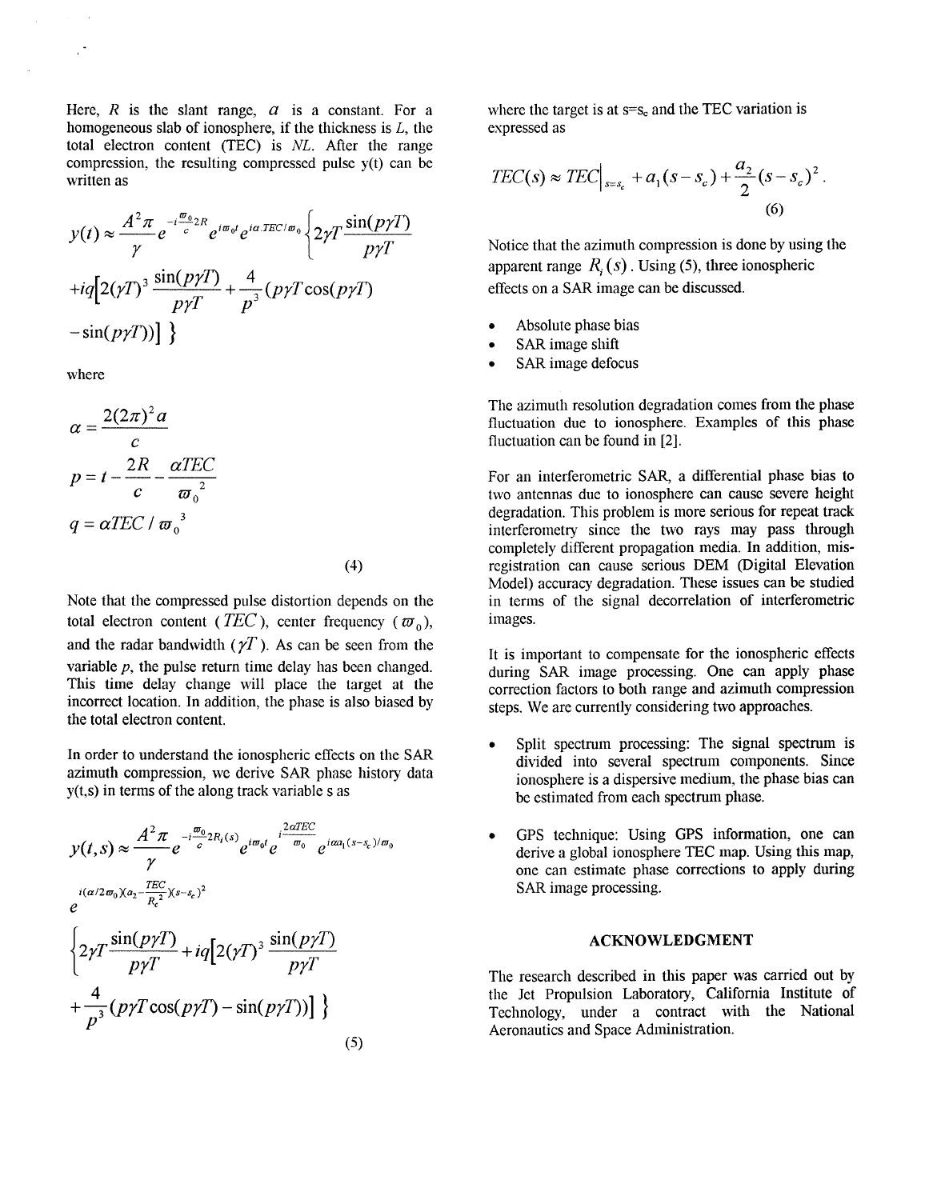Here, $R$ is the slant range, $a$ is a constant. For a homogeneous slab of ionosphere, if the thickness is $L$, the total electron content (TEC) is $NL$. After the range compression, the resulting compressed pulse y(t) can be written as

$$
\begin{aligned}
y(t) \approx \frac{A^2 \pi}{\gamma} e^{-i\frac{\varpi_0}{c}2R} e^{i\varpi_0 t} e^{i\alpha . TEC/\varpi_0} \Big\{ & 2\gamma T \frac{\sin(p\gamma T)}{p\gamma T} \\
& + iq\Big[ 2(\gamma T)^3 \frac{\sin(p\gamma T)}{p\gamma T} + \frac{4}{p^3}(p\gamma T \cos(p\gamma T) \\
& - \sin(p\gamma T)) \Big] \Big\}
\end{aligned}
$$

where

$$
\begin{aligned}
\alpha &= \frac{2(2\pi)^2 a}{c} \\
p &= t - \frac{2R}{c} - \frac{\alpha TEC}{\varpi_0^{\,2}} \\
q &= \alpha TEC / \varpi_0^{\,3}
\end{aligned}
\tag{4}
$$

Note that the compressed pulse distortion depends on the total electron content ($TEC$), center frequency ($\varpi_0$), and the radar bandwidth ($\gamma T$). As can be seen from the variable $p$, the pulse return time delay has been changed. This time delay change will place the target at the incorrect location. In addition, the phase is also biased by the total electron content.

In order to understand the ionospheric effects on the SAR azimuth compression, we derive SAR phase history data y(t,s) in terms of the along track variable s as

$$
\begin{aligned}
y(t,s) \approx & \frac{A^2 \pi}{\gamma} e^{-i\frac{\varpi_0}{c}2R_i(s)} e^{i\varpi_0 t} e^{i\frac{2\alpha TEC}{\varpi_0}} e^{i\alpha a_1 (s-s_c)/\varpi_0} \\
& e^{i(\alpha/2\varpi_0)(a_2 - \frac{TEC}{R_c^2})(s-s_c)^2} \\
& \Big\{ 2\gamma T \frac{\sin(p\gamma T)}{p\gamma T} + iq\Big[ 2(\gamma T)^3 \frac{\sin(p\gamma T)}{p\gamma T} \\
& + \frac{4}{p^3}(p\gamma T \cos(p\gamma T) - \sin(p\gamma T)) \Big] \Big\}
\end{aligned}
\tag{5}
$$

where the target is at s=s$_c$ and the TEC variation is expressed as

$$
TEC(s) \approx TEC\big|_{s=s_c} + a_1(s-s_c) + \frac{a_2}{2}(s-s_c)^2 .
\tag{6}
$$

Notice that the azimuth compression is done by using the apparent range $R_i(s)$. Using (5), three ionospheric effects on a SAR image can be discussed.

- Absolute phase bias
- SAR image shift
- SAR image defocus

The azimuth resolution degradation comes from the phase fluctuation due to ionosphere. Examples of this phase fluctuation can be found in [2].

For an interferometric SAR, a differential phase bias to two antennas due to ionosphere can cause severe height degradation. This problem is more serious for repeat track interferometry since the two rays may pass through completely different propagation media. In addition, mis-registration can cause serious DEM (Digital Elevation Model) accuracy degradation. These issues can be studied in terms of the signal decorrelation of interferometric images.

It is important to compensate for the ionospheric effects during SAR image processing. One can apply phase correction factors to both range and azimuth compression steps. We are currently considering two approaches.

- Split spectrum processing: The signal spectrum is divided into several spectrum components. Since ionosphere is a dispersive medium, the phase bias can be estimated from each spectrum phase.
- GPS technique: Using GPS information, one can derive a global ionosphere TEC map. Using this map, one can estimate phase corrections to apply during SAR image processing.

## ACKNOWLEDGMENT

The research described in this paper was carried out by the Jet Propulsion Laboratory, California Institute of Technology, under a contract with the National Aeronautics and Space Administration.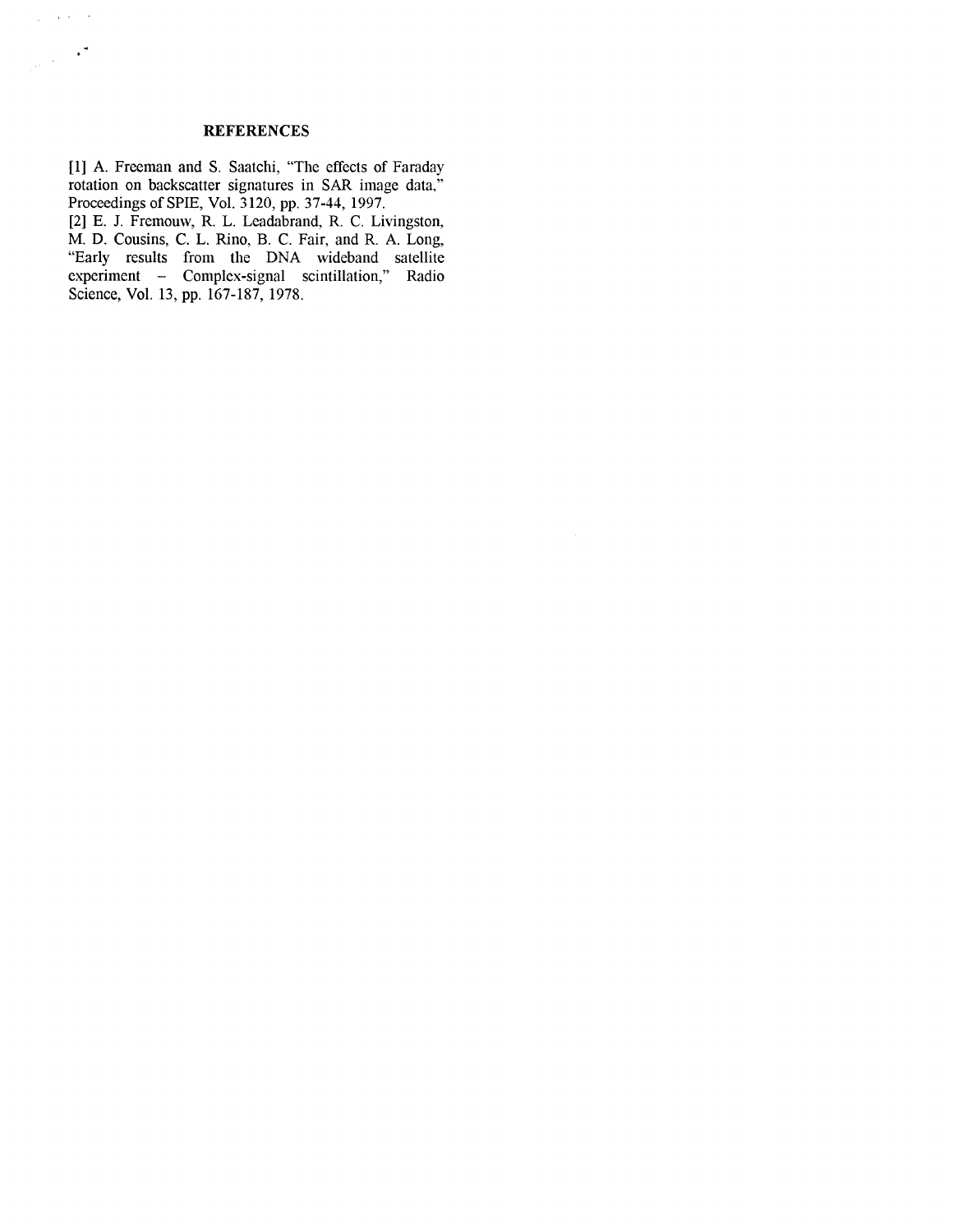## REFERENCES

[1] A. Freeman and S. Saatchi, "The effects of Faraday rotation on backscatter signatures in SAR image data," Proceedings of SPIE, Vol. 3120, pp. 37-44, 1997.

[2] E. J. Fremouw, R. L. Leadabrand, R. C. Livingston, M. D. Cousins, C. L. Rino, B. C. Fair, and R. A. Long, "Early results from the DNA wideband satellite experiment – Complex-signal scintillation," Radio Science, Vol. 13, pp. 167-187, 1978.